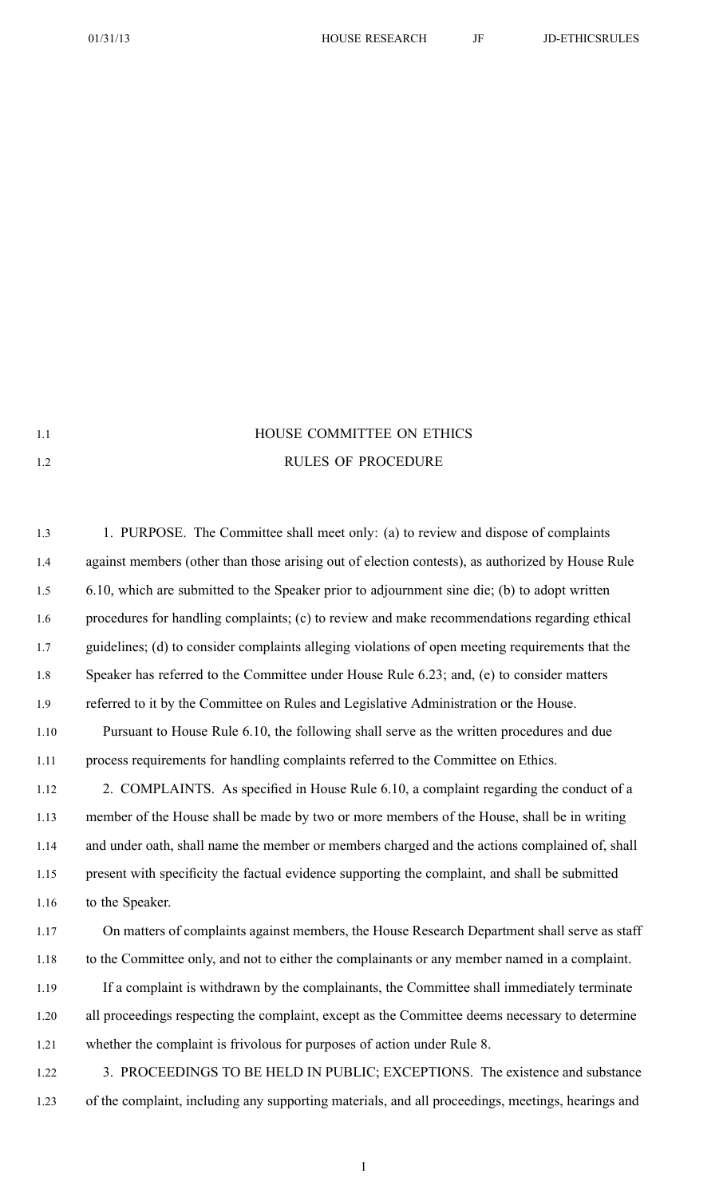# HOUSE COMMITTEE ON ETHICS

## RULES OF PROCEDURE

1. PURPOSE. The Committee shall meet only: (a) to review and dispose of complaints against members (other than those arising out of election contests), as authorized by House Rule 6.10, which are submitted to the Speaker prior to adjournment sine die; (b) to adopt written procedures for handling complaints; (c) to review and make recommendations regarding ethical guidelines; (d) to consider complaints alleging violations of open meeting requirements that the Speaker has referred to the Committee under House Rule 6.23; and, (e) to consider matters referred to it by the Committee on Rules and Legislative Administration or the House.

Pursuant to House Rule 6.10, the following shall serve as the written procedures and due process requirements for handling complaints referred to the Committee on Ethics.

2. COMPLAINTS. As specified in House Rule 6.10, a complaint regarding the conduct of a member of the House shall be made by two or more members of the House, shall be in writing and under oath, shall name the member or members charged and the actions complained of, shall present with specificity the factual evidence supporting the complaint, and shall be submitted to the Speaker.

On matters of complaints against members, the House Research Department shall serve as staff to the Committee only, and not to either the complainants or any member named in a complaint.

If a complaint is withdrawn by the complainants, the Committee shall immediately terminate all proceedings respecting the complaint, except as the Committee deems necessary to determine whether the complaint is frivolous for purposes of action under Rule 8.

3. PROCEEDINGS TO BE HELD IN PUBLIC; EXCEPTIONS. The existence and substance of the complaint, including any supporting materials, and all proceedings, meetings, hearings and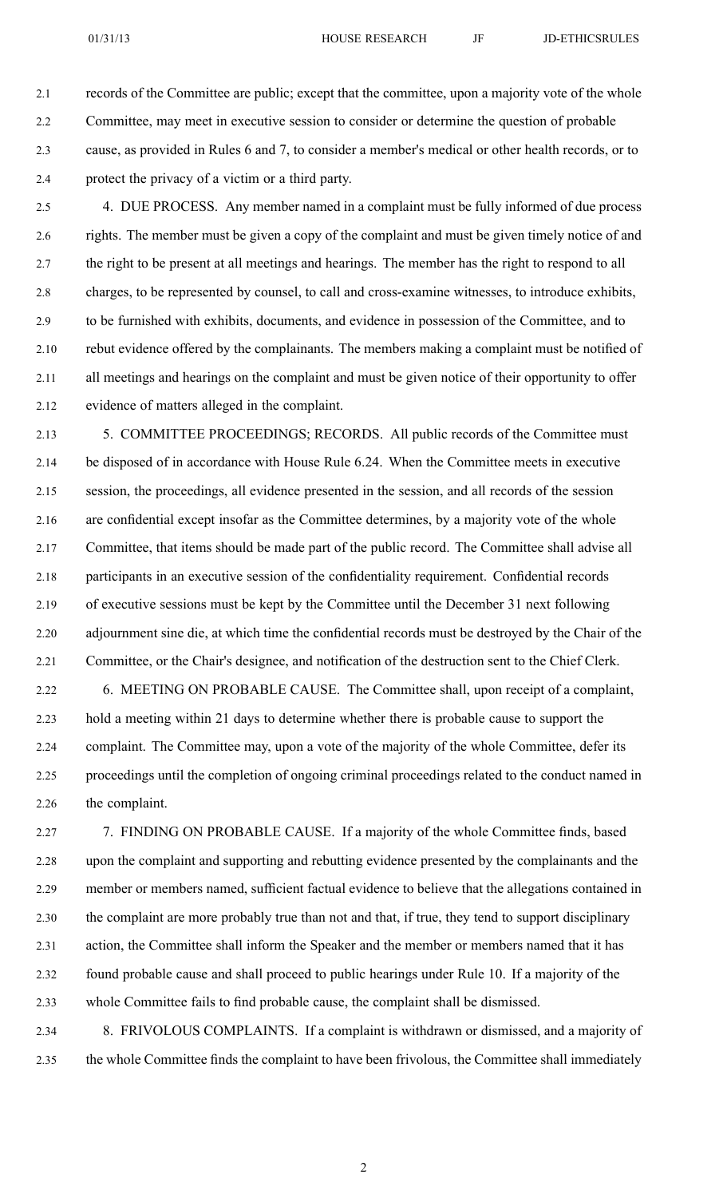records of the Committee are public; except that the committee, upon a majority vote of the whole Committee, may meet in executive session to consider or determine the question of probable cause, as provided in Rules 6 and 7, to consider a member's medical or other health records, or to protect the privacy of a victim or a third party.

4. DUE PROCESS. Any member named in a complaint must be fully informed of due process rights. The member must be given a copy of the complaint and must be given timely notice of and the right to be present at all meetings and hearings. The member has the right to respond to all charges, to be represented by counsel, to call and cross-examine witnesses, to introduce exhibits, to be furnished with exhibits, documents, and evidence in possession of the Committee, and to rebut evidence offered by the complainants. The members making a complaint must be notified of all meetings and hearings on the complaint and must be given notice of their opportunity to offer evidence of matters alleged in the complaint.

5. COMMITTEE PROCEEDINGS; RECORDS. All public records of the Committee must be disposed of in accordance with House Rule 6.24. When the Committee meets in executive session, the proceedings, all evidence presented in the session, and all records of the session are confidential except insofar as the Committee determines, by a majority vote of the whole Committee, that items should be made part of the public record. The Committee shall advise all participants in an executive session of the confidentiality requirement. Confidential records of executive sessions must be kept by the Committee until the December 31 next following adjournment sine die, at which time the confidential records must be destroyed by the Chair of the Committee, or the Chair's designee, and notification of the destruction sent to the Chief Clerk.

6. MEETING ON PROBABLE CAUSE. The Committee shall, upon receipt of a complaint, hold a meeting within 21 days to determine whether there is probable cause to support the complaint. The Committee may, upon a vote of the majority of the whole Committee, defer its proceedings until the completion of ongoing criminal proceedings related to the conduct named in the complaint.

7. FINDING ON PROBABLE CAUSE. If a majority of the whole Committee finds, based upon the complaint and supporting and rebutting evidence presented by the complainants and the member or members named, sufficient factual evidence to believe that the allegations contained in the complaint are more probably true than not and that, if true, they tend to support disciplinary action, the Committee shall inform the Speaker and the member or members named that it has found probable cause and shall proceed to public hearings under Rule 10. If a majority of the whole Committee fails to find probable cause, the complaint shall be dismissed.

8. FRIVOLOUS COMPLAINTS. If a complaint is withdrawn or dismissed, and a majority of the whole Committee finds the complaint to have been frivolous, the Committee shall immediately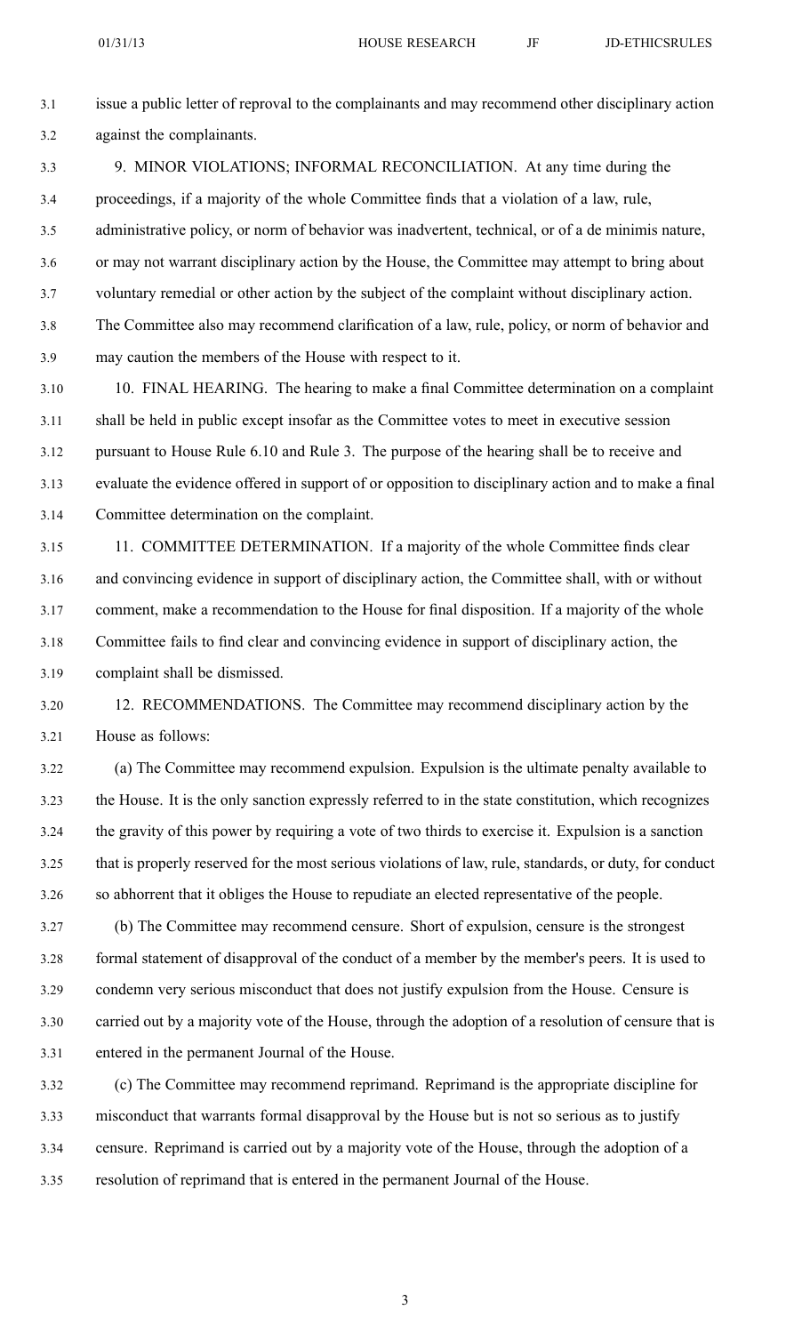issue a public letter of reproval to the complainants and may recommend other disciplinary action against the complainants.

9. MINOR VIOLATIONS; INFORMAL RECONCILIATION. At any time during the proceedings, if a majority of the whole Committee finds that a violation of a law, rule, administrative policy, or norm of behavior was inadvertent, technical, or of a de minimis nature, or may not warrant disciplinary action by the House, the Committee may attempt to bring about voluntary remedial or other action by the subject of the complaint without disciplinary action. The Committee also may recommend clarification of a law, rule, policy, or norm of behavior and may caution the members of the House with respect to it.

10. FINAL HEARING. The hearing to make a final Committee determination on a complaint shall be held in public except insofar as the Committee votes to meet in executive session pursuant to House Rule 6.10 and Rule 3. The purpose of the hearing shall be to receive and evaluate the evidence offered in support of or opposition to disciplinary action and to make a final Committee determination on the complaint.

11. COMMITTEE DETERMINATION. If a majority of the whole Committee finds clear and convincing evidence in support of disciplinary action, the Committee shall, with or without comment, make a recommendation to the House for final disposition. If a majority of the whole Committee fails to find clear and convincing evidence in support of disciplinary action, the complaint shall be dismissed.

12. RECOMMENDATIONS. The Committee may recommend disciplinary action by the House as follows:

(a) The Committee may recommend expulsion. Expulsion is the ultimate penalty available to the House. It is the only sanction expressly referred to in the state constitution, which recognizes the gravity of this power by requiring a vote of two thirds to exercise it. Expulsion is a sanction that is properly reserved for the most serious violations of law, rule, standards, or duty, for conduct so abhorrent that it obliges the House to repudiate an elected representative of the people.

(b) The Committee may recommend censure. Short of expulsion, censure is the strongest formal statement of disapproval of the conduct of a member by the member's peers. It is used to condemn very serious misconduct that does not justify expulsion from the House. Censure is carried out by a majority vote of the House, through the adoption of a resolution of censure that is entered in the permanent Journal of the House.

(c) The Committee may recommend reprimand. Reprimand is the appropriate discipline for misconduct that warrants formal disapproval by the House but is not so serious as to justify censure. Reprimand is carried out by a majority vote of the House, through the adoption of a resolution of reprimand that is entered in the permanent Journal of the House.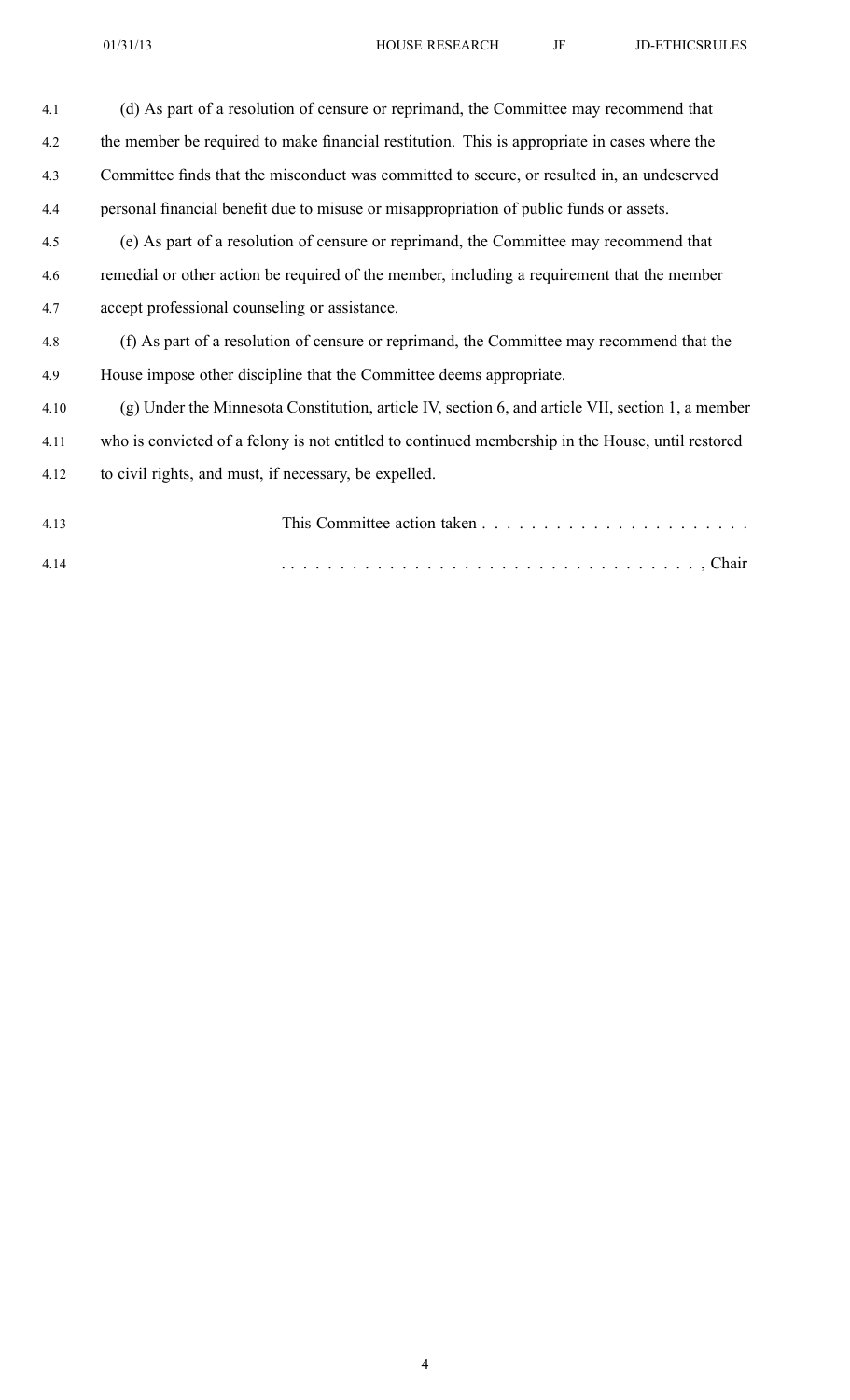(d) As part of a resolution of censure or reprimand, the Committee may recommend that the member be required to make financial restitution. This is appropriate in cases where the Committee finds that the misconduct was committed to secure, or resulted in, an undeserved personal financial benefit due to misuse or misappropriation of public funds or assets.

(e) As part of a resolution of censure or reprimand, the Committee may recommend that remedial or other action be required of the member, including a requirement that the member accept professional counseling or assistance.

(f) As part of a resolution of censure or reprimand, the Committee may recommend that the House impose other discipline that the Committee deems appropriate.

(g) Under the Minnesota Constitution, article IV, section 6, and article VII, section 1, a member who is convicted of a felony is not entitled to continued membership in the House, until restored to civil rights, and must, if necessary, be expelled.

This Committee action taken . . . . . . . . . . . . . . . . . . . . . .

. . . . . . . . . . . . . . . . . . . . . . . . . . . . . . . . . . . , Chair